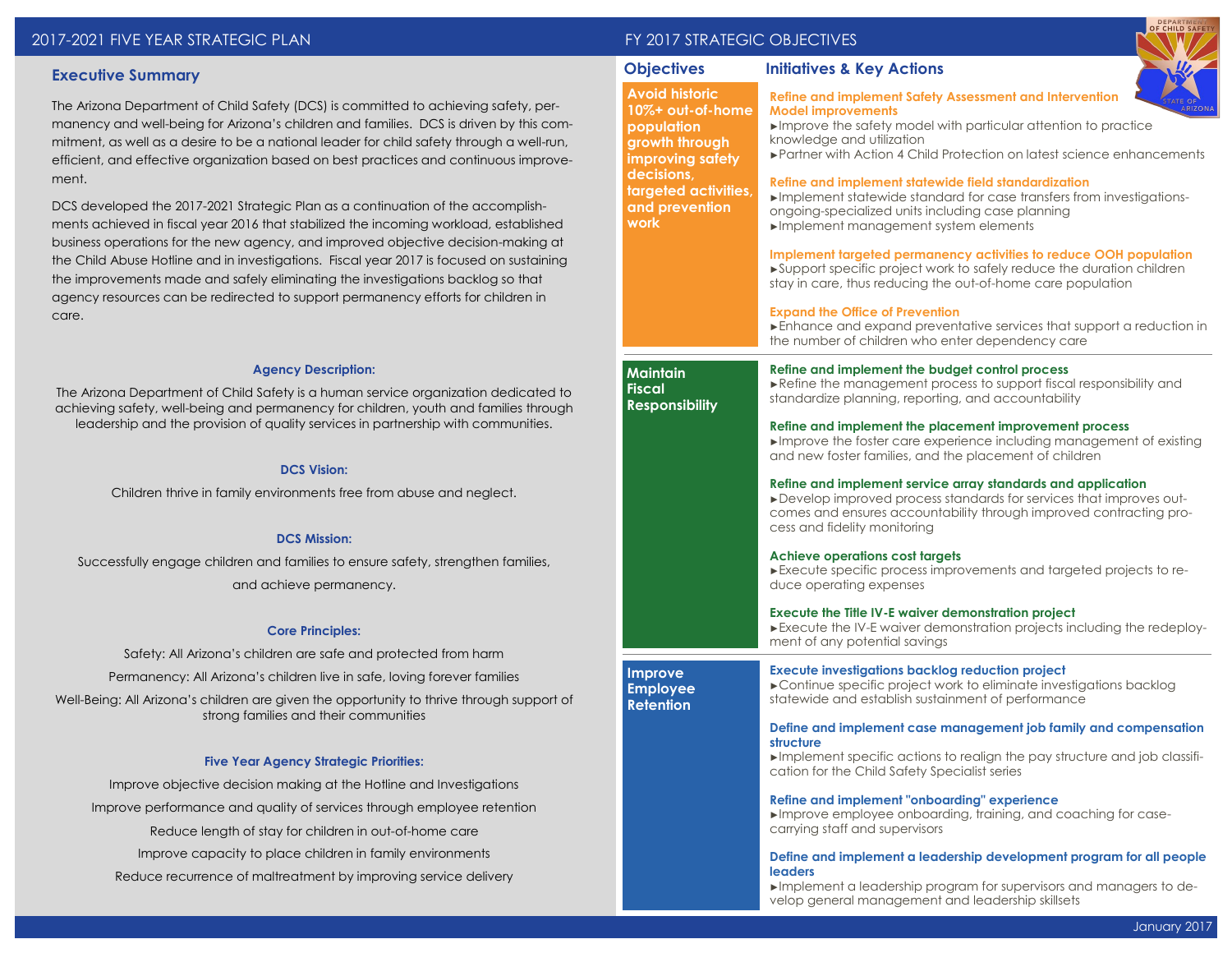# 2017-2021 FIVE YEAR STRATEGIC PLAN

## Executive Summary

The Arizona Department of Child Safety (DCS) is committed to achieving safety, permanency and well-being for Arizona's children and families. DCS is driven by this commitment, as well as a desire to be a national leader for child safety through a well-run, efficient, and effective organization based on best practices and continuous improvement.

DCS developed the 2017-2021 Strategic Plan as a continuation of the accomplishments achieved in fiscal year 2016 that stabilized the incoming workload, established business operations for the new agency, and improved objective decision-making at the Child Abuse Hotline and in investigations. Fiscal year 2017 is focused on sustaining the improvements made and safely eliminating the investigations backlog so that agency resources can be redirected to support permanency efforts for children in care.

### Agency Description:

The Arizona Department of Child Safety is a human service organization dedicated to achieving safety, well-being and permanency for children, youth and families through leadership and the provision of quality services in partnership with communities.

### DCS Vision:

Children thrive in family environments free from abuse and neglect.

### DCS Mission:

Successfully engage children and families to ensure safety, strengthen families, and achieve permanency.

### Core Principles:

Safety: All Arizona's children are safe and protected from harm

Permanency: All Arizona's children live in safe, loving forever families

Well-Being: All Arizona's children are given the opportunity to thrive through support of strong families and their communities

### Five Year Agency Strategic Priorities:

Improve objective decision making at the Hotline and Investigations

Improve performance and quality of services through employee retention

Reduce length of stay for children in out-of-home care

Improve capacity to place children in family environments

Reduce recurrence of maltreatment by improving service delivery

# FY 2017 STRATEGIC OBJECTIVES

| Objectives | Initiatives & Key Actions |
| --- | --- |
| **Avoid historic 10%+ out-of-home population growth through improving safety decisions, targeted activities, and prevention work** | **Refine and implement Safety Assessment and Intervention Model improvements**<br>►Improve the safety model with particular attention to practice knowledge and utilization<br>►Partner with Action 4 Child Protection on latest science enhancements<br><br>**Refine and implement statewide field standardization**<br>►Implement statewide standard for case transfers from investigations-ongoing-specialized units including case planning<br>►Implement management system elements<br><br>**Implement targeted permanency activities to reduce OOH population**<br>►Support specific project work to safely reduce the duration children stay in care, thus reducing the out-of-home care population<br><br>**Expand the Office of Prevention**<br>►Enhance and expand preventative services that support a reduction in the number of children who enter dependency care |
| **Maintain Fiscal Responsibility** | **Refine and implement the budget control process**<br>►Refine the management process to support fiscal responsibility and standardize planning, reporting, and accountability<br><br>**Refine and implement the placement improvement process**<br>►Improve the foster care experience including management of existing and new foster families, and the placement of children<br><br>**Refine and implement service array standards and application**<br>►Develop improved process standards for services that improves outcomes and ensures accountability through improved contracting process and fidelity monitoring<br><br>**Achieve operations cost targets**<br>►Execute specific process improvements and targeted projects to reduce operating expenses<br><br>**Execute the Title IV-E waiver demonstration project**<br>►Execute the IV-E waiver demonstration projects including the redeployment of any potential savings |
| **Improve Employee Retention** | **Execute investigations backlog reduction project**<br>►Continue specific project work to eliminate investigations backlog statewide and establish sustainment of performance<br><br>**Define and implement case management job family and compensation structure**<br>►Implement specific actions to realign the pay structure and job classification for the Child Safety Specialist series<br><br>**Refine and implement "onboarding" experience**<br>►Improve employee onboarding, training, and coaching for case-carrying staff and supervisors<br><br>**Define and implement a leadership development program for all people leaders**<br>►Implement a leadership program for supervisors and managers to develop general management and leadership skillsets |

January 2017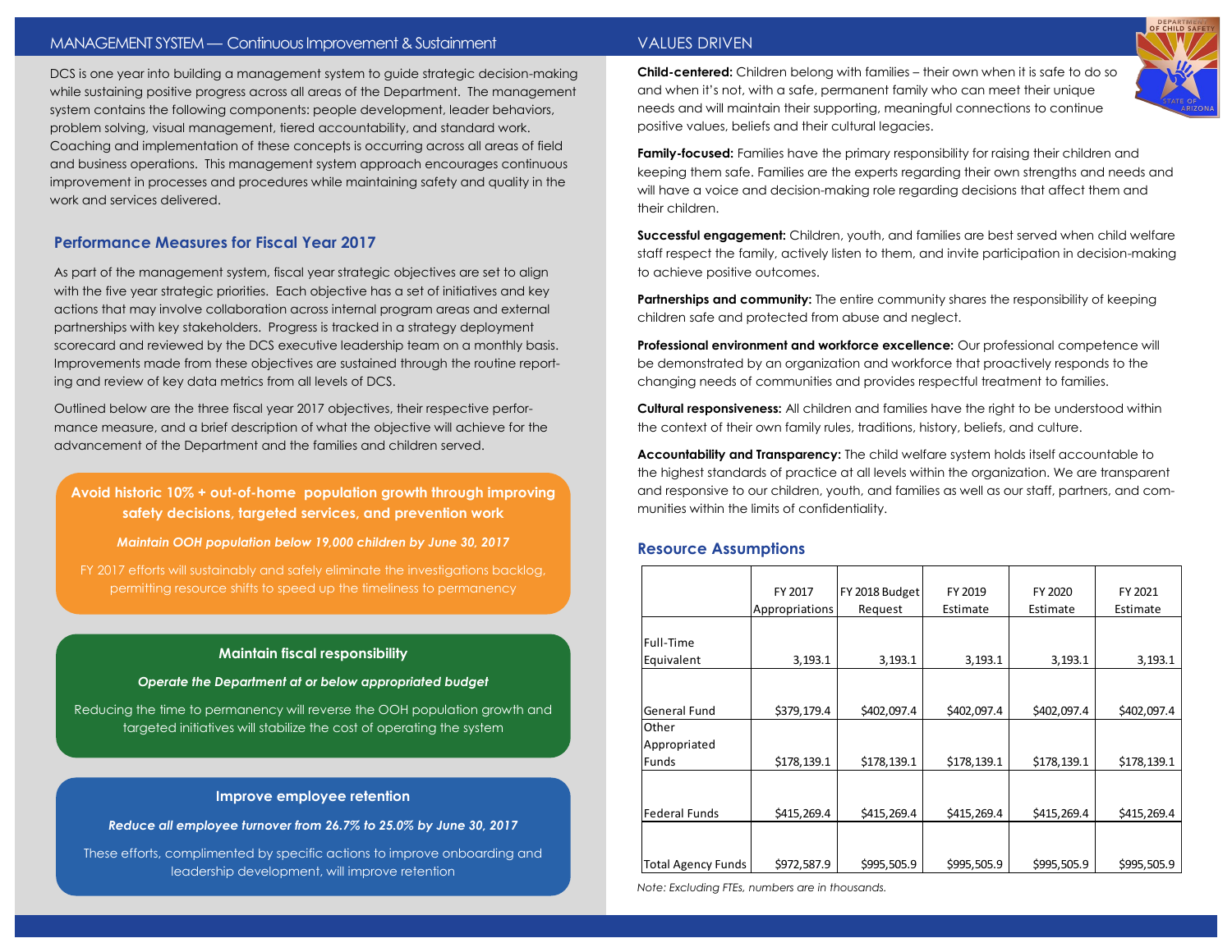## MANAGEMENT SYSTEM — Continuous Improvement & Sustainment

DCS is one year into building a management system to guide strategic decision-making while sustaining positive progress across all areas of the Department. The management system contains the following components: people development, leader behaviors, problem solving, visual management, tiered accountability, and standard work. Coaching and implementation of these concepts is occurring across all areas of field and business operations. This management system approach encourages continuous improvement in processes and procedures while maintaining safety and quality in the work and services delivered.

### Performance Measures for Fiscal Year 2017

As part of the management system, fiscal year strategic objectives are set to align with the five year strategic priorities. Each objective has a set of initiatives and key actions that may involve collaboration across internal program areas and external partnerships with key stakeholders. Progress is tracked in a strategy deployment scorecard and reviewed by the DCS executive leadership team on a monthly basis. Improvements made from these objectives are sustained through the routine reporting and review of key data metrics from all levels of DCS.

Outlined below are the three fiscal year 2017 objectives, their respective performance measure, and a brief description of what the objective will achieve for the advancement of the Department and the families and children served.

**Avoid historic 10% + out-of-home population growth through improving safety decisions, targeted services, and prevention work**

***Maintain OOH population below 19,000 children by June 30, 2017***

FY 2017 efforts will sustainably and safely eliminate the investigations backlog, permitting resource shifts to speed up the timeliness to permanency

**Maintain fiscal responsibility**

***Operate the Department at or below appropriated budget***

Reducing the time to permanency will reverse the OOH population growth and targeted initiatives will stabilize the cost of operating the system

**Improve employee retention**

***Reduce all employee turnover from 26.7% to 25.0% by June 30, 2017***

These efforts, complimented by specific actions to improve onboarding and leadership development, will improve retention

## VALUES DRIVEN

**Child-centered:** Children belong with families – their own when it is safe to do so and when it's not, with a safe, permanent family who can meet their unique needs and will maintain their supporting, meaningful connections to continue positive values, beliefs and their cultural legacies.

**Family-focused:** Families have the primary responsibility for raising their children and keeping them safe. Families are the experts regarding their own strengths and needs and will have a voice and decision-making role regarding decisions that affect them and their children.

**Successful engagement:** Children, youth, and families are best served when child welfare staff respect the family, actively listen to them, and invite participation in decision-making to achieve positive outcomes.

**Partnerships and community:** The entire community shares the responsibility of keeping children safe and protected from abuse and neglect.

**Professional environment and workforce excellence:** Our professional competence will be demonstrated by an organization and workforce that proactively responds to the changing needs of communities and provides respectful treatment to families.

**Cultural responsiveness:** All children and families have the right to be understood within the context of their own family rules, traditions, history, beliefs, and culture.

**Accountability and Transparency:** The child welfare system holds itself accountable to the highest standards of practice at all levels within the organization. We are transparent and responsive to our children, youth, and families as well as our staff, partners, and communities within the limits of confidentiality.

### Resource Assumptions

| | FY 2017 Appropriations | FY 2018 Budget Request | FY 2019 Estimate | FY 2020 Estimate | FY 2021 Estimate |
|---|---|---|---|---|---|
| Full-Time Equivalent | 3,193.1 | 3,193.1 | 3,193.1 | 3,193.1 | 3,193.1 |
| General Fund | $379,179.4 | $402,097.4 | $402,097.4 | $402,097.4 | $402,097.4 |
| Other Appropriated Funds | $178,139.1 | $178,139.1 | $178,139.1 | $178,139.1 | $178,139.1 |
| Federal Funds | $415,269.4 | $415,269.4 | $415,269.4 | $415,269.4 | $415,269.4 |
| Total Agency Funds | $972,587.9 | $995,505.9 | $995,505.9 | $995,505.9 | $995,505.9 |

*Note: Excluding FTEs, numbers are in thousands.*